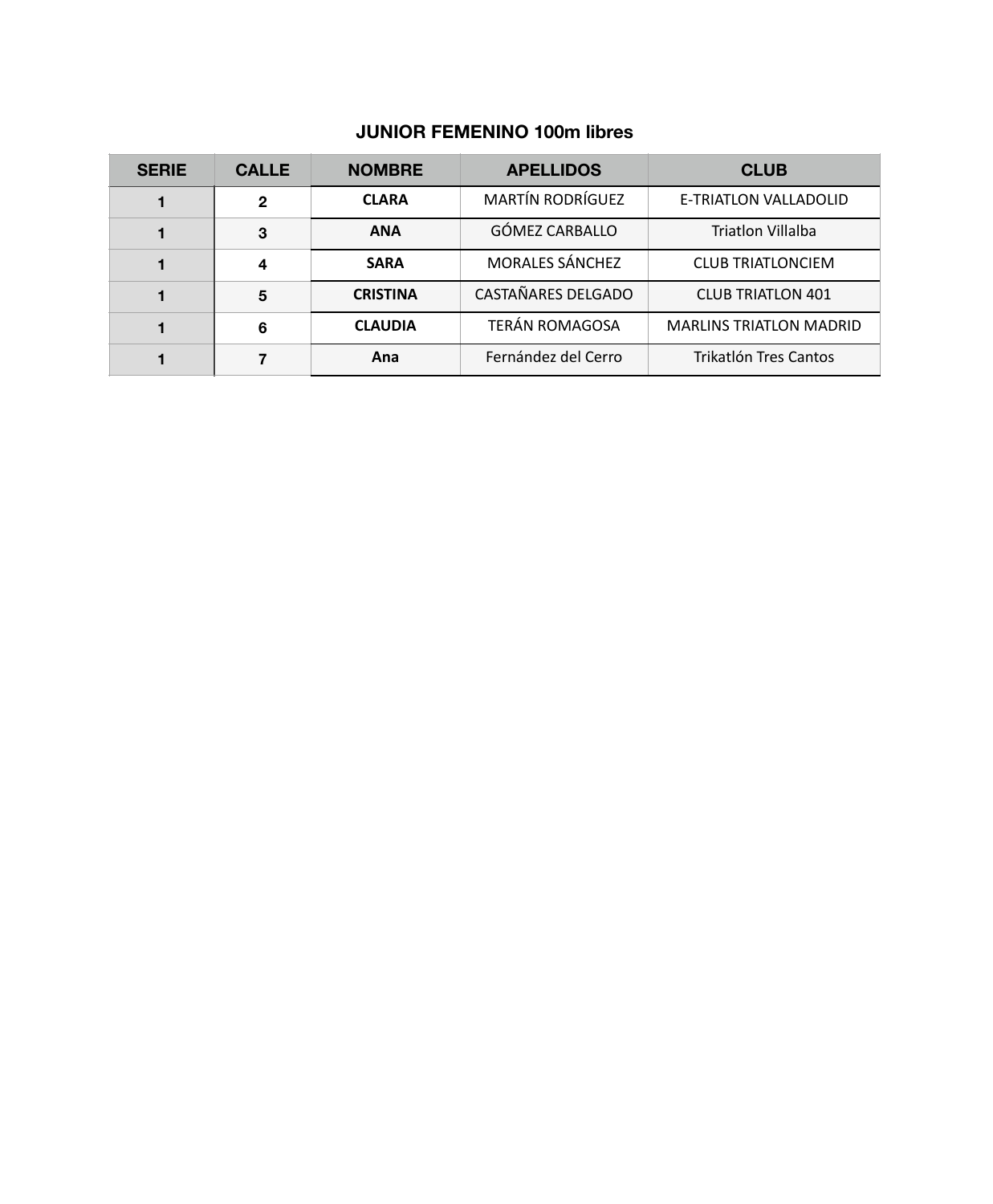## JUNIOR FEMENINO 100m libres

| SERIE | CALLE | NOMBRE | APELLIDOS | CLUB |
|---|---|---|---|---|
| 1 | 2 | **CLARA** | MARTÍN RODRÍGUEZ | E-TRIATLON VALLADOLID |
| 1 | 3 | **ANA** | GÓMEZ CARBALLO | Triatlon Villalba |
| 1 | 4 | **SARA** | MORALES SÁNCHEZ | CLUB TRIATLONCIEM |
| 1 | 5 | **CRISTINA** | CASTAÑARES DELGADO | CLUB TRIATLON 401 |
| 1 | 6 | **CLAUDIA** | TERÁN ROMAGOSA | MARLINS TRIATLON MADRID |
| 1 | 7 | **Ana** | Fernández del Cerro | Trikatlón Tres Cantos |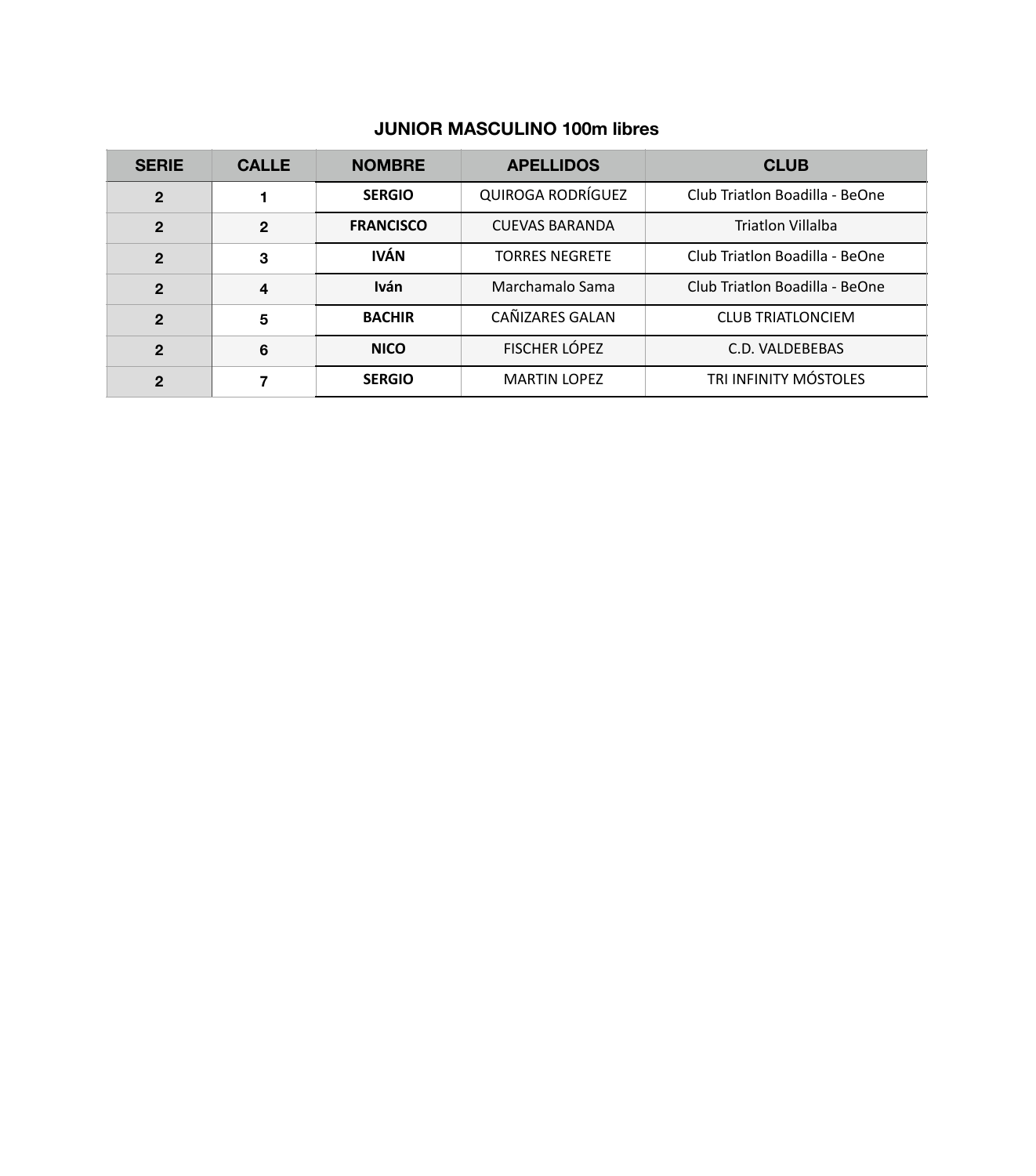### JUNIOR MASCULINO 100m libres

| SERIE | CALLE | NOMBRE | APELLIDOS | CLUB |
|---|---|---|---|---|
| 2 | 1 | **SERGIO** | QUIROGA RODRÍGUEZ | Club Triatlon Boadilla - BeOne |
| 2 | 2 | **FRANCISCO** | CUEVAS BARANDA | Triatlon Villalba |
| 2 | 3 | **IVÁN** | TORRES NEGRETE | Club Triatlon Boadilla - BeOne |
| 2 | 4 | **Iván** | Marchamalo Sama | Club Triatlon Boadilla - BeOne |
| 2 | 5 | **BACHIR** | CAÑIZARES GALAN | CLUB TRIATLONCIEM |
| 2 | 6 | **NICO** | FISCHER LÓPEZ | C.D. VALDEBEBAS |
| 2 | 7 | **SERGIO** | MARTIN LOPEZ | TRI INFINITY MÓSTOLES |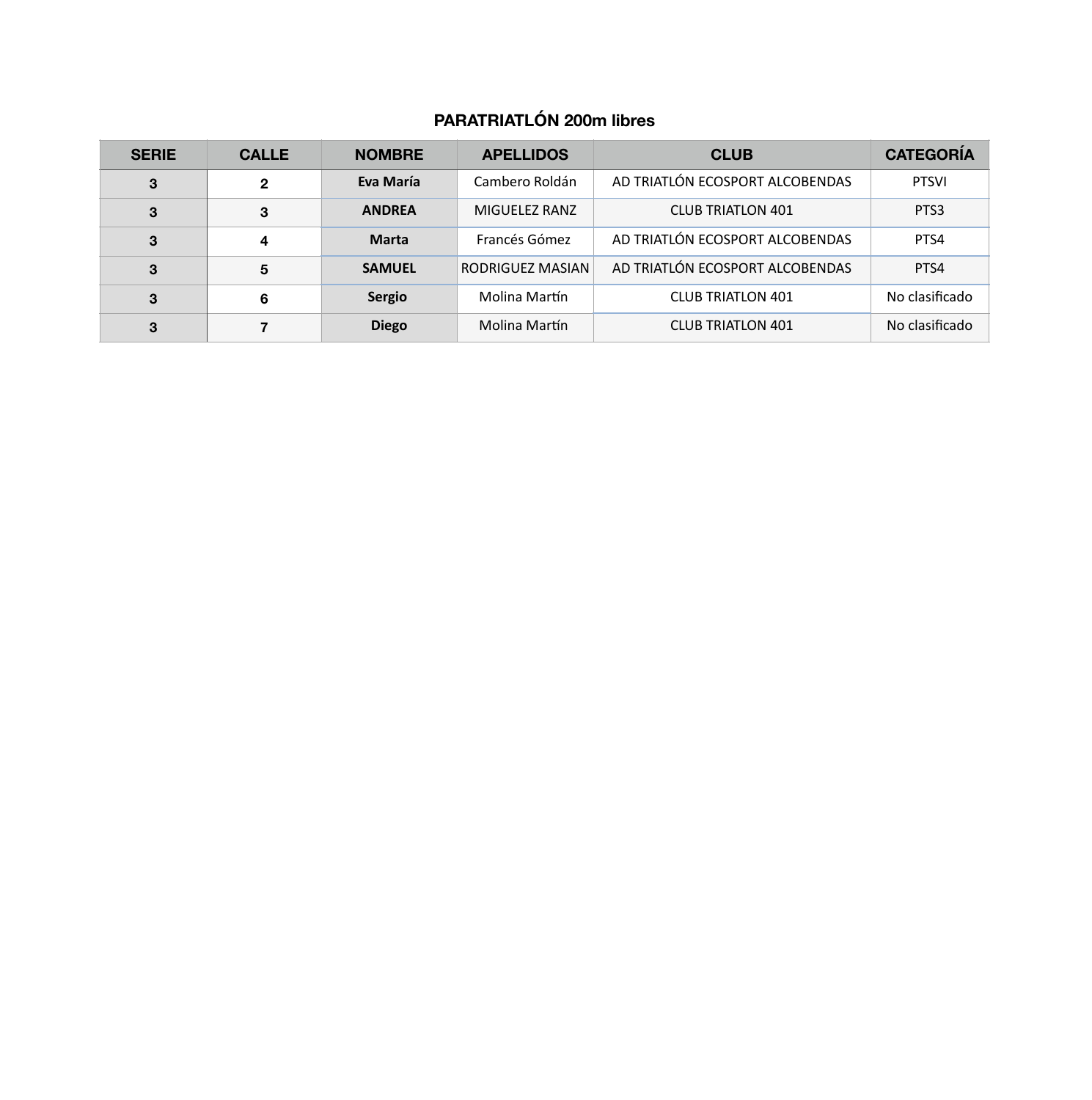## PARATRIATLÓN 200m libres

| SERIE | CALLE | NOMBRE | APELLIDOS | CLUB | CATEGORÍA |
|---|---|---|---|---|---|
| 3 | 2 | **Eva María** | Cambero Roldán | AD TRIATLÓN ECOSPORT ALCOBENDAS | PTSVI |
| 3 | 3 | **ANDREA** | MIGUELEZ RANZ | CLUB TRIATLON 401 | PTS3 |
| 3 | 4 | **Marta** | Francés Gómez | AD TRIATLÓN ECOSPORT ALCOBENDAS | PTS4 |
| 3 | 5 | **SAMUEL** | RODRIGUEZ MASIAN | AD TRIATLÓN ECOSPORT ALCOBENDAS | PTS4 |
| 3 | 6 | **Sergio** | Molina Martín | CLUB TRIATLON 401 | No clasificado |
| 3 | 7 | **Diego** | Molina Martín | CLUB TRIATLON 401 | No clasificado |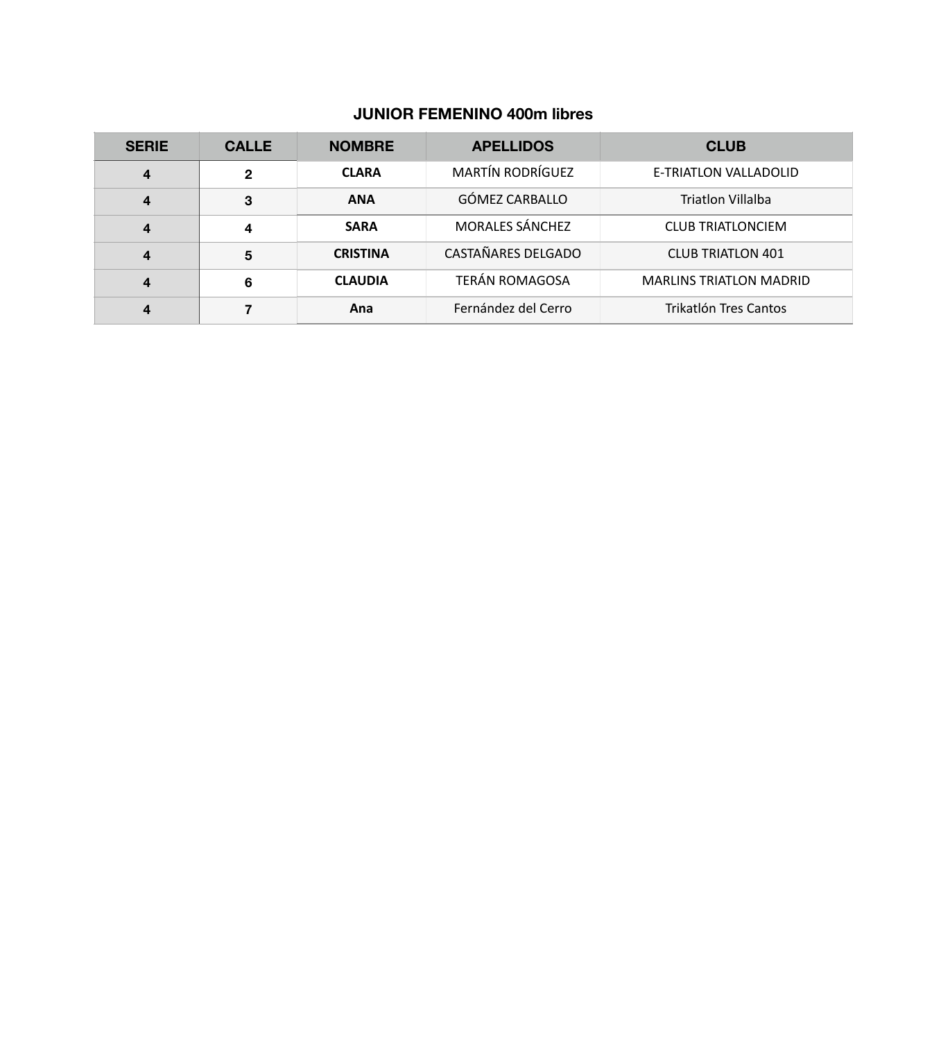## JUNIOR FEMENINO 400m libres

| SERIE | CALLE | NOMBRE | APELLIDOS | CLUB |
|---|---|---|---|---|
| 4 | 2 | **CLARA** | MARTÍN RODRÍGUEZ | E-TRIATLON VALLADOLID |
| 4 | 3 | **ANA** | GÓMEZ CARBALLO | Triatlon Villalba |
| 4 | 4 | **SARA** | MORALES SÁNCHEZ | CLUB TRIATLONCIEM |
| 4 | 5 | **CRISTINA** | CASTAÑARES DELGADO | CLUB TRIATLON 401 |
| 4 | 6 | **CLAUDIA** | TERÁN ROMAGOSA | MARLINS TRIATLON MADRID |
| 4 | 7 | **Ana** | Fernández del Cerro | Trikatlón Tres Cantos |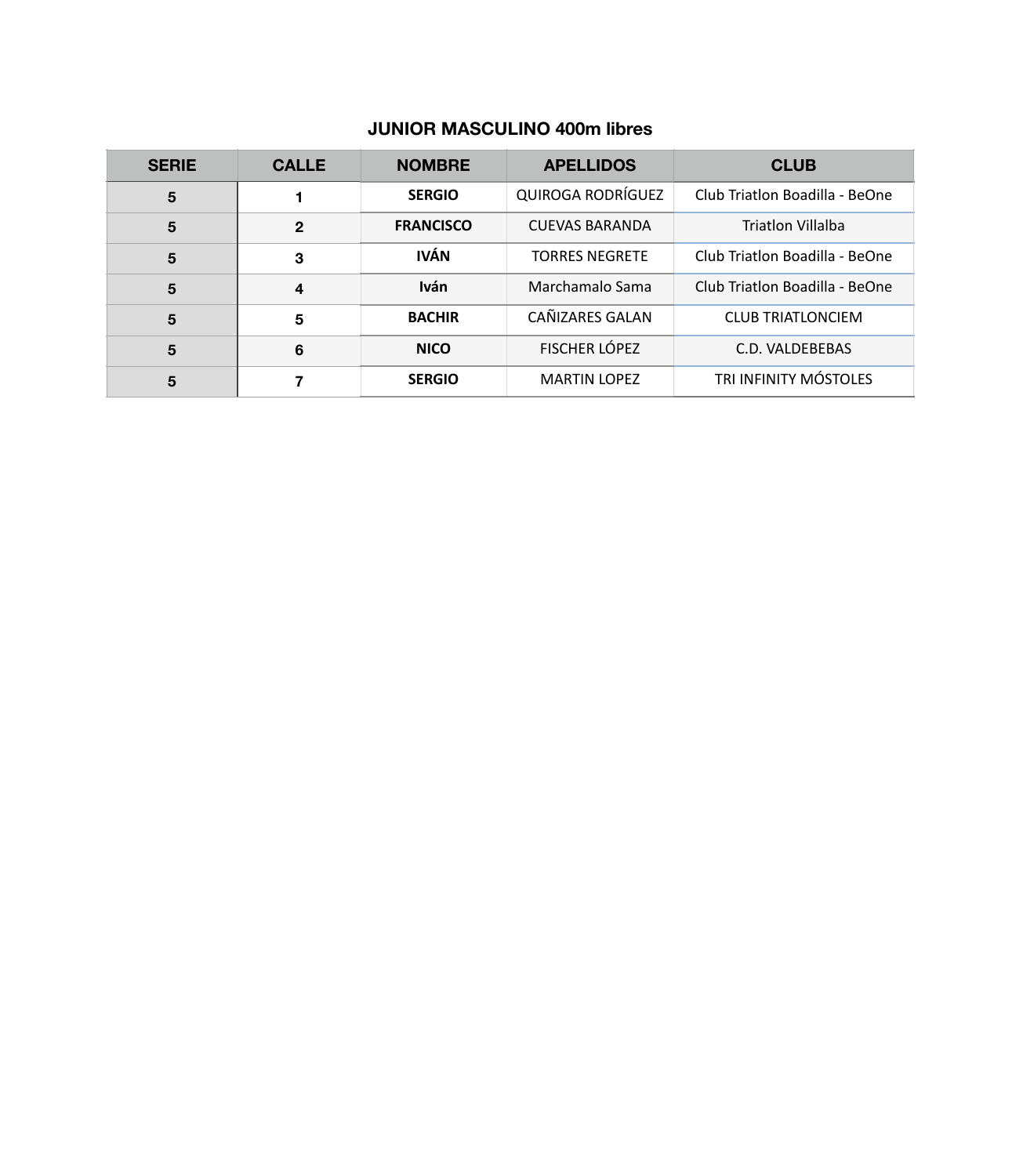## JUNIOR MASCULINO 400m libres

| SERIE | CALLE | NOMBRE | APELLIDOS | CLUB |
|---|---|---|---|---|
| 5 | 1 | **SERGIO** | QUIROGA RODRÍGUEZ | Club Triatlon Boadilla - BeOne |
| 5 | 2 | **FRANCISCO** | CUEVAS BARANDA | Triatlon Villalba |
| 5 | 3 | **IVÁN** | TORRES NEGRETE | Club Triatlon Boadilla - BeOne |
| 5 | 4 | **Iván** | Marchamalo Sama | Club Triatlon Boadilla - BeOne |
| 5 | 5 | **BACHIR** | CAÑIZARES GALAN | CLUB TRIATLONCIEM |
| 5 | 6 | **NICO** | FISCHER LÓPEZ | C.D. VALDEBEBAS |
| 5 | 7 | **SERGIO** | MARTIN LOPEZ | TRI INFINITY MÓSTOLES |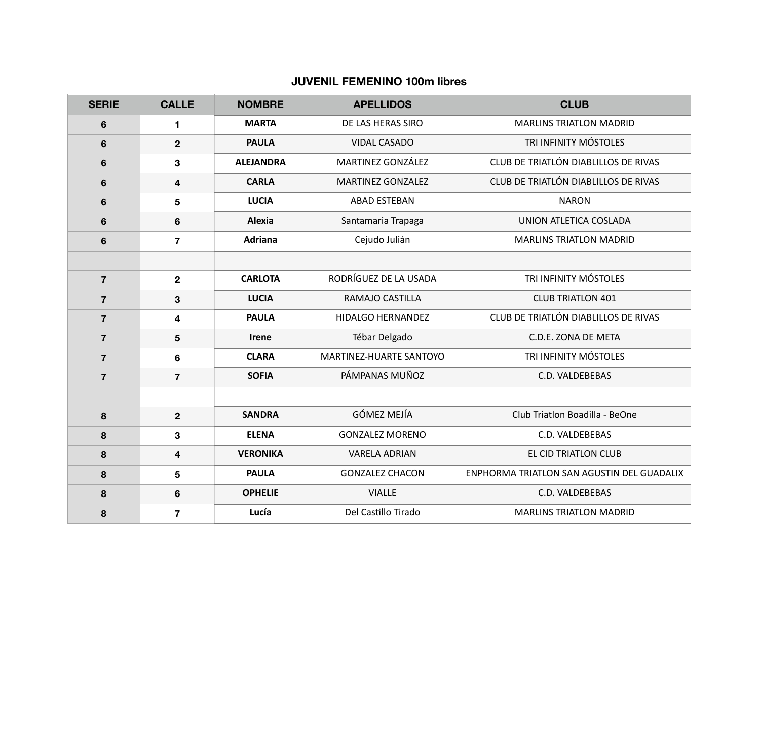### JUVENIL FEMENINO 100m libres

| SERIE | CALLE | NOMBRE | APELLIDOS | CLUB |
|---|---|---|---|---|
| 6 | 1 | **MARTA** | DE LAS HERAS SIRO | MARLINS TRIATLON MADRID |
| 6 | 2 | **PAULA** | VIDAL CASADO | TRI INFINITY MÓSTOLES |
| 6 | 3 | **ALEJANDRA** | MARTINEZ GONZÁLEZ | CLUB DE TRIATLÓN DIABLILLOS DE RIVAS |
| 6 | 4 | **CARLA** | MARTINEZ GONZALEZ | CLUB DE TRIATLÓN DIABLILLOS DE RIVAS |
| 6 | 5 | **LUCIA** | ABAD ESTEBAN | NARON |
| 6 | 6 | **Alexia** | Santamaria Trapaga | UNION ATLETICA COSLADA |
| 6 | 7 | **Adriana** | Cejudo Julián | MARLINS TRIATLON MADRID |
| | | | | |
| 7 | 2 | **CARLOTA** | RODRÍGUEZ DE LA USADA | TRI INFINITY MÓSTOLES |
| 7 | 3 | **LUCIA** | RAMAJO CASTILLA | CLUB TRIATLON 401 |
| 7 | 4 | **PAULA** | HIDALGO HERNANDEZ | CLUB DE TRIATLÓN DIABLILLOS DE RIVAS |
| 7 | 5 | **Irene** | Tébar Delgado | C.D.E. ZONA DE META |
| 7 | 6 | **CLARA** | MARTINEZ-HUARTE SANTOYO | TRI INFINITY MÓSTOLES |
| 7 | 7 | **SOFIA** | PÁMPANAS MUÑOZ | C.D. VALDEBEBAS |
| | | | | |
| 8 | 2 | **SANDRA** | GÓMEZ MEJÍA | Club Triatlon Boadilla - BeOne |
| 8 | 3 | **ELENA** | GONZALEZ MORENO | C.D. VALDEBEBAS |
| 8 | 4 | **VERONIKA** | VARELA ADRIAN | EL CID TRIATLON CLUB |
| 8 | 5 | **PAULA** | GONZALEZ CHACON | ENPHORMA TRIATLON SAN AGUSTIN DEL GUADALIX |
| 8 | 6 | **OPHELIE** | VIALLE | C.D. VALDEBEBAS |
| 8 | 7 | **Lucía** | Del Castillo Tirado | MARLINS TRIATLON MADRID |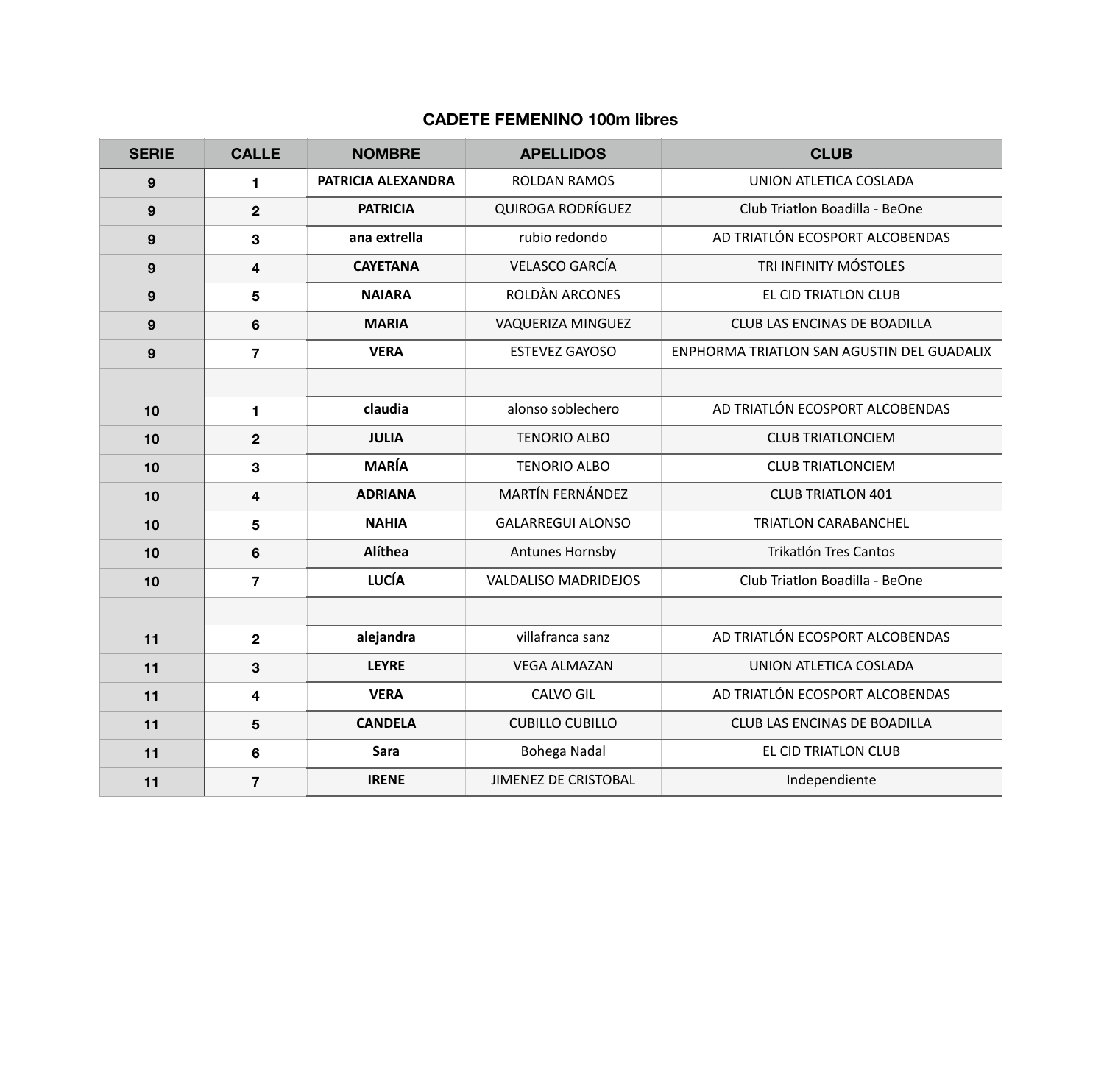## CADETE FEMENINO 100m libres

| SERIE | CALLE | NOMBRE | APELLIDOS | CLUB |
|---|---|---|---|---|
| 9 | 1 | PATRICIA ALEXANDRA | ROLDAN RAMOS | UNION ATLETICA COSLADA |
| 9 | 2 | PATRICIA | QUIROGA RODRÍGUEZ | Club Triatlon Boadilla - BeOne |
| 9 | 3 | ana extrella | rubio redondo | AD TRIATLÓN ECOSPORT ALCOBENDAS |
| 9 | 4 | CAYETANA | VELASCO GARCÍA | TRI INFINITY MÓSTOLES |
| 9 | 5 | NAIARA | ROLDÀN ARCONES | EL CID TRIATLON CLUB |
| 9 | 6 | MARIA | VAQUERIZA MINGUEZ | CLUB LAS ENCINAS DE BOADILLA |
| 9 | 7 | VERA | ESTEVEZ GAYOSO | ENPHORMA TRIATLON SAN AGUSTIN DEL GUADALIX |
| | | | | |
| 10 | 1 | claudia | alonso soblechero | AD TRIATLÓN ECOSPORT ALCOBENDAS |
| 10 | 2 | JULIA | TENORIO ALBO | CLUB TRIATLONCIEM |
| 10 | 3 | MARÍA | TENORIO ALBO | CLUB TRIATLONCIEM |
| 10 | 4 | ADRIANA | MARTÍN FERNÁNDEZ | CLUB TRIATLON 401 |
| 10 | 5 | NAHIA | GALARREGUI ALONSO | TRIATLON CARABANCHEL |
| 10 | 6 | Alíthea | Antunes Hornsby | Trikatlón Tres Cantos |
| 10 | 7 | LUCÍA | VALDALISO MADRIDEJOS | Club Triatlon Boadilla - BeOne |
| | | | | |
| 11 | 2 | alejandra | villafranca sanz | AD TRIATLÓN ECOSPORT ALCOBENDAS |
| 11 | 3 | LEYRE | VEGA ALMAZAN | UNION ATLETICA COSLADA |
| 11 | 4 | VERA | CALVO GIL | AD TRIATLÓN ECOSPORT ALCOBENDAS |
| 11 | 5 | CANDELA | CUBILLO CUBILLO | CLUB LAS ENCINAS DE BOADILLA |
| 11 | 6 | Sara | Bohega Nadal | EL CID TRIATLON CLUB |
| 11 | 7 | IRENE | JIMENEZ DE CRISTOBAL | Independiente |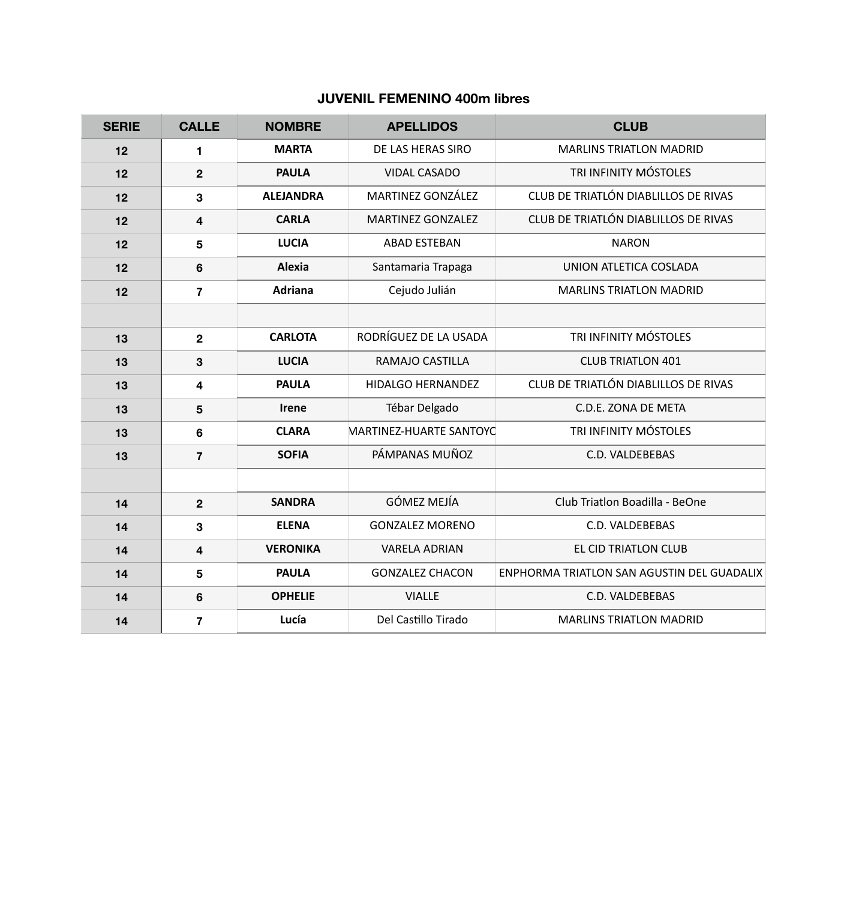## JUVENIL FEMENINO 400m libres

| SERIE | CALLE | NOMBRE | APELLIDOS | CLUB |
|---|---|---|---|---|
| 12 | 1 | MARTA | DE LAS HERAS SIRO | MARLINS TRIATLON MADRID |
| 12 | 2 | PAULA | VIDAL CASADO | TRI INFINITY MÓSTOLES |
| 12 | 3 | ALEJANDRA | MARTINEZ GONZÁLEZ | CLUB DE TRIATLÓN DIABLILLOS DE RIVAS |
| 12 | 4 | CARLA | MARTINEZ GONZALEZ | CLUB DE TRIATLÓN DIABLILLOS DE RIVAS |
| 12 | 5 | LUCIA | ABAD ESTEBAN | NARON |
| 12 | 6 | Alexia | Santamaria Trapaga | UNION ATLETICA COSLADA |
| 12 | 7 | Adriana | Cejudo Julián | MARLINS TRIATLON MADRID |
| | | | | |
| 13 | 2 | CARLOTA | RODRÍGUEZ DE LA USADA | TRI INFINITY MÓSTOLES |
| 13 | 3 | LUCIA | RAMAJO CASTILLA | CLUB TRIATLON 401 |
| 13 | 4 | PAULA | HIDALGO HERNANDEZ | CLUB DE TRIATLÓN DIABLILLOS DE RIVAS |
| 13 | 5 | Irene | Tébar Delgado | C.D.E. ZONA DE META |
| 13 | 6 | CLARA | MARTINEZ-HUARTE SANTOYO | TRI INFINITY MÓSTOLES |
| 13 | 7 | SOFIA | PÁMPANAS MUÑOZ | C.D. VALDEBEBAS |
| | | | | |
| 14 | 2 | SANDRA | GÓMEZ MEJÍA | Club Triatlon Boadilla - BeOne |
| 14 | 3 | ELENA | GONZALEZ MORENO | C.D. VALDEBEBAS |
| 14 | 4 | VERONIKA | VARELA ADRIAN | EL CID TRIATLON CLUB |
| 14 | 5 | PAULA | GONZALEZ CHACON | ENPHORMA TRIATLON SAN AGUSTIN DEL GUADALIX |
| 14 | 6 | OPHELIE | VIALLE | C.D. VALDEBEBAS |
| 14 | 7 | Lucía | Del Castillo Tirado | MARLINS TRIATLON MADRID |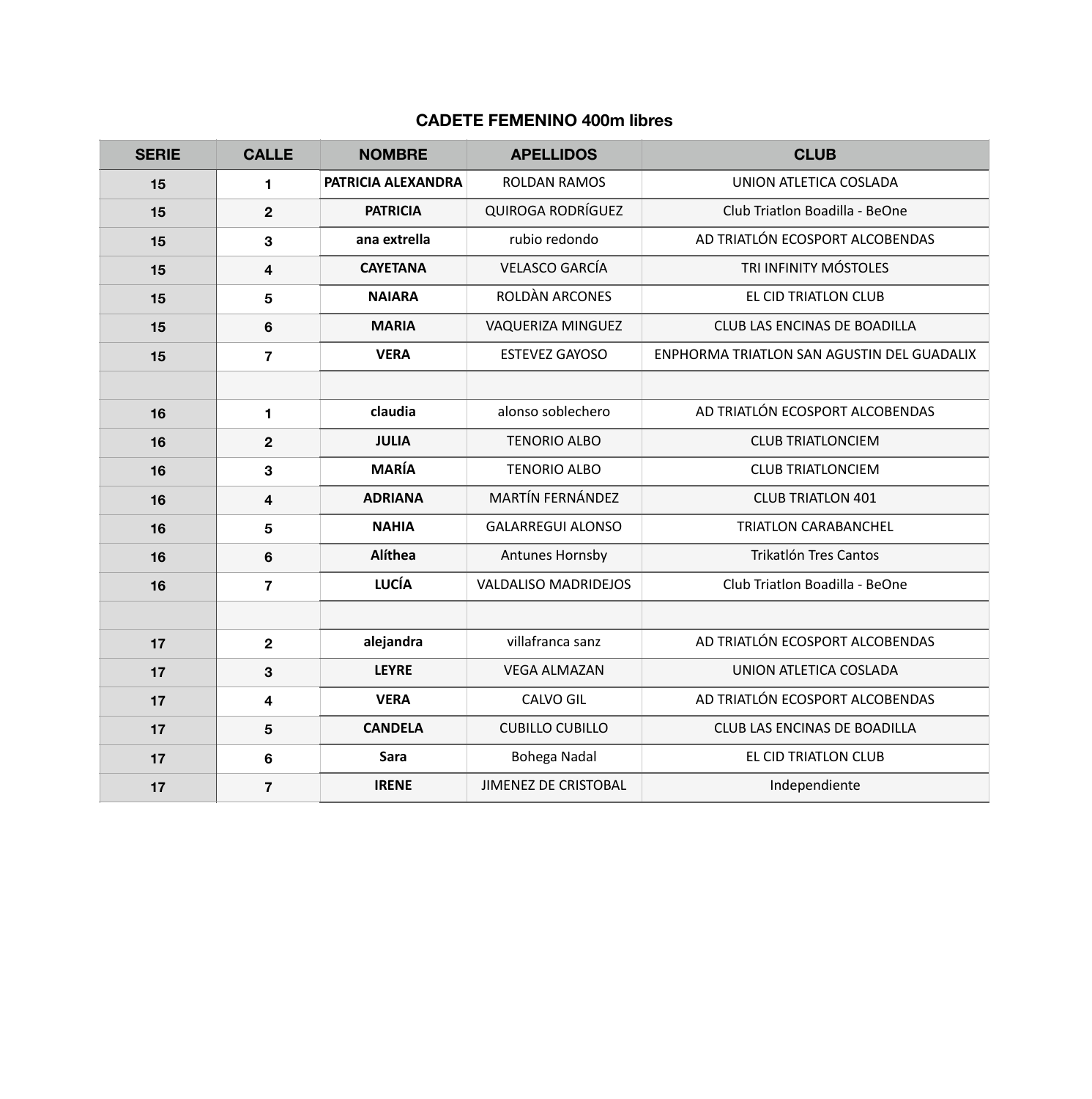## CADETE FEMENINO 400m libres

| SERIE | CALLE | NOMBRE | APELLIDOS | CLUB |
|---|---|---|---|---|
| 15 | 1 | **PATRICIA ALEXANDRA** | ROLDAN RAMOS | UNION ATLETICA COSLADA |
| 15 | 2 | **PATRICIA** | QUIROGA RODRÍGUEZ | Club Triatlon Boadilla - BeOne |
| 15 | 3 | **ana extrella** | rubio redondo | AD TRIATLÓN ECOSPORT ALCOBENDAS |
| 15 | 4 | **CAYETANA** | VELASCO GARCÍA | TRI INFINITY MÓSTOLES |
| 15 | 5 | **NAIARA** | ROLDÀN ARCONES | EL CID TRIATLON CLUB |
| 15 | 6 | **MARIA** | VAQUERIZA MINGUEZ | CLUB LAS ENCINAS DE BOADILLA |
| 15 | 7 | **VERA** | ESTEVEZ GAYOSO | ENPHORMA TRIATLON SAN AGUSTIN DEL GUADALIX |
| | | | | |
| 16 | 1 | **claudia** | alonso soblechero | AD TRIATLÓN ECOSPORT ALCOBENDAS |
| 16 | 2 | **JULIA** | TENORIO ALBO | CLUB TRIATLONCIEM |
| 16 | 3 | **MARÍA** | TENORIO ALBO | CLUB TRIATLONCIEM |
| 16 | 4 | **ADRIANA** | MARTÍN FERNÁNDEZ | CLUB TRIATLON 401 |
| 16 | 5 | **NAHIA** | GALARREGUI ALONSO | TRIATLON CARABANCHEL |
| 16 | 6 | **Alíthea** | Antunes Hornsby | Trikatlón Tres Cantos |
| 16 | 7 | **LUCÍA** | VALDALISO MADRIDEJOS | Club Triatlon Boadilla - BeOne |
| | | | | |
| 17 | 2 | **alejandra** | villafranca sanz | AD TRIATLÓN ECOSPORT ALCOBENDAS |
| 17 | 3 | **LEYRE** | VEGA ALMAZAN | UNION ATLETICA COSLADA |
| 17 | 4 | **VERA** | CALVO GIL | AD TRIATLÓN ECOSPORT ALCOBENDAS |
| 17 | 5 | **CANDELA** | CUBILLO CUBILLO | CLUB LAS ENCINAS DE BOADILLA |
| 17 | 6 | **Sara** | Bohega Nadal | EL CID TRIATLON CLUB |
| 17 | 7 | **IRENE** | JIMENEZ DE CRISTOBAL | Independiente |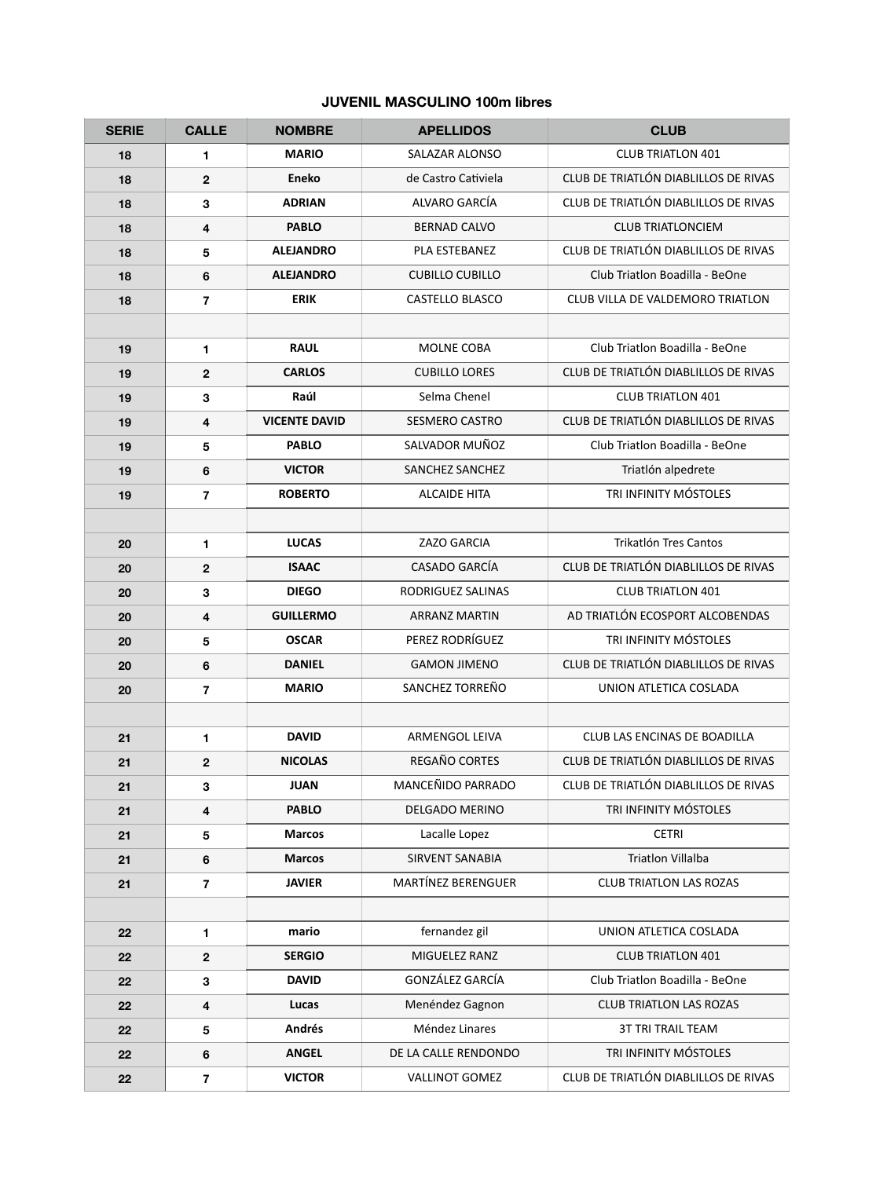**JUVENIL MASCULINO 100m libres**

| SERIE | CALLE | NOMBRE | APELLIDOS | CLUB |
|---|---|---|---|---|
| 18 | 1 | MARIO | SALAZAR ALONSO | CLUB TRIATLON 401 |
| 18 | 2 | Eneko | de Castro Cativiela | CLUB DE TRIATLÓN DIABLILLOS DE RIVAS |
| 18 | 3 | ADRIAN | ALVARO GARCÍA | CLUB DE TRIATLÓN DIABLILLOS DE RIVAS |
| 18 | 4 | PABLO | BERNAD CALVO | CLUB TRIATLONCIEM |
| 18 | 5 | ALEJANDRO | PLA ESTEBANEZ | CLUB DE TRIATLÓN DIABLILLOS DE RIVAS |
| 18 | 6 | ALEJANDRO | CUBILLO CUBILLO | Club Triatlon Boadilla - BeOne |
| 18 | 7 | ERIK | CASTELLO BLASCO | CLUB VILLA DE VALDEMORO TRIATLON |
| | | | | |
| 19 | 1 | RAUL | MOLNE COBA | Club Triatlon Boadilla - BeOne |
| 19 | 2 | CARLOS | CUBILLO LORES | CLUB DE TRIATLÓN DIABLILLOS DE RIVAS |
| 19 | 3 | Raúl | Selma Chenel | CLUB TRIATLON 401 |
| 19 | 4 | VICENTE DAVID | SESMERO CASTRO | CLUB DE TRIATLÓN DIABLILLOS DE RIVAS |
| 19 | 5 | PABLO | SALVADOR MUÑOZ | Club Triatlon Boadilla - BeOne |
| 19 | 6 | VICTOR | SANCHEZ SANCHEZ | Triatlón alpedrete |
| 19 | 7 | ROBERTO | ALCAIDE HITA | TRI INFINITY MÓSTOLES |
| | | | | |
| 20 | 1 | LUCAS | ZAZO GARCIA | Trikatlón Tres Cantos |
| 20 | 2 | ISAAC | CASADO GARCÍA | CLUB DE TRIATLÓN DIABLILLOS DE RIVAS |
| 20 | 3 | DIEGO | RODRIGUEZ SALINAS | CLUB TRIATLON 401 |
| 20 | 4 | GUILLERMO | ARRANZ MARTIN | AD TRIATLÓN ECOSPORT ALCOBENDAS |
| 20 | 5 | OSCAR | PEREZ RODRÍGUEZ | TRI INFINITY MÓSTOLES |
| 20 | 6 | DANIEL | GAMON JIMENO | CLUB DE TRIATLÓN DIABLILLOS DE RIVAS |
| 20 | 7 | MARIO | SANCHEZ TORREÑO | UNION ATLETICA COSLADA |
| | | | | |
| 21 | 1 | DAVID | ARMENGOL LEIVA | CLUB LAS ENCINAS DE BOADILLA |
| 21 | 2 | NICOLAS | REGAÑO CORTES | CLUB DE TRIATLÓN DIABLILLOS DE RIVAS |
| 21 | 3 | JUAN | MANCEÑIDO PARRADO | CLUB DE TRIATLÓN DIABLILLOS DE RIVAS |
| 21 | 4 | PABLO | DELGADO MERINO | TRI INFINITY MÓSTOLES |
| 21 | 5 | Marcos | Lacalle Lopez | CETRI |
| 21 | 6 | Marcos | SIRVENT SANABIA | Triatlon Villalba |
| 21 | 7 | JAVIER | MARTÍNEZ BERENGUER | CLUB TRIATLON LAS ROZAS |
| | | | | |
| 22 | 1 | mario | fernandez gil | UNION ATLETICA COSLADA |
| 22 | 2 | SERGIO | MIGUELEZ RANZ | CLUB TRIATLON 401 |
| 22 | 3 | DAVID | GONZÁLEZ GARCÍA | Club Triatlon Boadilla - BeOne |
| 22 | 4 | Lucas | Menéndez Gagnon | CLUB TRIATLON LAS ROZAS |
| 22 | 5 | Andrés | Méndez Linares | 3T TRI TRAIL TEAM |
| 22 | 6 | ANGEL | DE LA CALLE RENDONDO | TRI INFINITY MÓSTOLES |
| 22 | 7 | VICTOR | VALLINOT GOMEZ | CLUB DE TRIATLÓN DIABLILLOS DE RIVAS |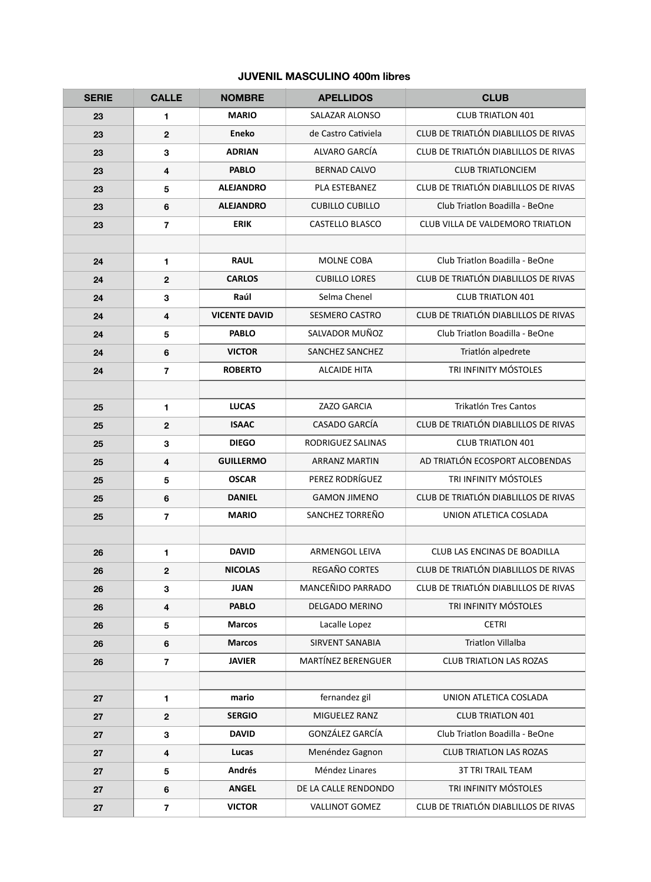### JUVENIL MASCULINO 400m libres

| SERIE | CALLE | NOMBRE | APELLIDOS | CLUB |
|---|---|---|---|---|
| 23 | 1 | MARIO | SALAZAR ALONSO | CLUB TRIATLON 401 |
| 23 | 2 | Eneko | de Castro Cativiela | CLUB DE TRIATLÓN DIABLILLOS DE RIVAS |
| 23 | 3 | ADRIAN | ALVARO GARCÍA | CLUB DE TRIATLÓN DIABLILLOS DE RIVAS |
| 23 | 4 | PABLO | BERNAD CALVO | CLUB TRIATLONCIEM |
| 23 | 5 | ALEJANDRO | PLA ESTEBANEZ | CLUB DE TRIATLÓN DIABLILLOS DE RIVAS |
| 23 | 6 | ALEJANDRO | CUBILLO CUBILLO | Club Triatlon Boadilla - BeOne |
| 23 | 7 | ERIK | CASTELLO BLASCO | CLUB VILLA DE VALDEMORO TRIATLON |
| | | | | |
| 24 | 1 | RAUL | MOLNE COBA | Club Triatlon Boadilla - BeOne |
| 24 | 2 | CARLOS | CUBILLO LORES | CLUB DE TRIATLÓN DIABLILLOS DE RIVAS |
| 24 | 3 | Raúl | Selma Chenel | CLUB TRIATLON 401 |
| 24 | 4 | VICENTE DAVID | SESMERO CASTRO | CLUB DE TRIATLÓN DIABLILLOS DE RIVAS |
| 24 | 5 | PABLO | SALVADOR MUÑOZ | Club Triatlon Boadilla - BeOne |
| 24 | 6 | VICTOR | SANCHEZ SANCHEZ | Triatlón alpedrete |
| 24 | 7 | ROBERTO | ALCAIDE HITA | TRI INFINITY MÓSTOLES |
| | | | | |
| 25 | 1 | LUCAS | ZAZO GARCIA | Trikatlón Tres Cantos |
| 25 | 2 | ISAAC | CASADO GARCÍA | CLUB DE TRIATLÓN DIABLILLOS DE RIVAS |
| 25 | 3 | DIEGO | RODRIGUEZ SALINAS | CLUB TRIATLON 401 |
| 25 | 4 | GUILLERMO | ARRANZ MARTIN | AD TRIATLÓN ECOSPORT ALCOBENDAS |
| 25 | 5 | OSCAR | PEREZ RODRÍGUEZ | TRI INFINITY MÓSTOLES |
| 25 | 6 | DANIEL | GAMON JIMENO | CLUB DE TRIATLÓN DIABLILLOS DE RIVAS |
| 25 | 7 | MARIO | SANCHEZ TORREÑO | UNION ATLETICA COSLADA |
| | | | | |
| 26 | 1 | DAVID | ARMENGOL LEIVA | CLUB LAS ENCINAS DE BOADILLA |
| 26 | 2 | NICOLAS | REGAÑO CORTES | CLUB DE TRIATLÓN DIABLILLOS DE RIVAS |
| 26 | 3 | JUAN | MANCEÑIDO PARRADO | CLUB DE TRIATLÓN DIABLILLOS DE RIVAS |
| 26 | 4 | PABLO | DELGADO MERINO | TRI INFINITY MÓSTOLES |
| 26 | 5 | Marcos | Lacalle Lopez | CETRI |
| 26 | 6 | Marcos | SIRVENT SANABIA | Triatlon Villalba |
| 26 | 7 | JAVIER | MARTÍNEZ BERENGUER | CLUB TRIATLON LAS ROZAS |
| | | | | |
| 27 | 1 | mario | fernandez gil | UNION ATLETICA COSLADA |
| 27 | 2 | SERGIO | MIGUELEZ RANZ | CLUB TRIATLON 401 |
| 27 | 3 | DAVID | GONZÁLEZ GARCÍA | Club Triatlon Boadilla - BeOne |
| 27 | 4 | Lucas | Menéndez Gagnon | CLUB TRIATLON LAS ROZAS |
| 27 | 5 | Andrés | Méndez Linares | 3T TRI TRAIL TEAM |
| 27 | 6 | ANGEL | DE LA CALLE RENDONDO | TRI INFINITY MÓSTOLES |
| 27 | 7 | VICTOR | VALLINOT GOMEZ | CLUB DE TRIATLÓN DIABLILLOS DE RIVAS |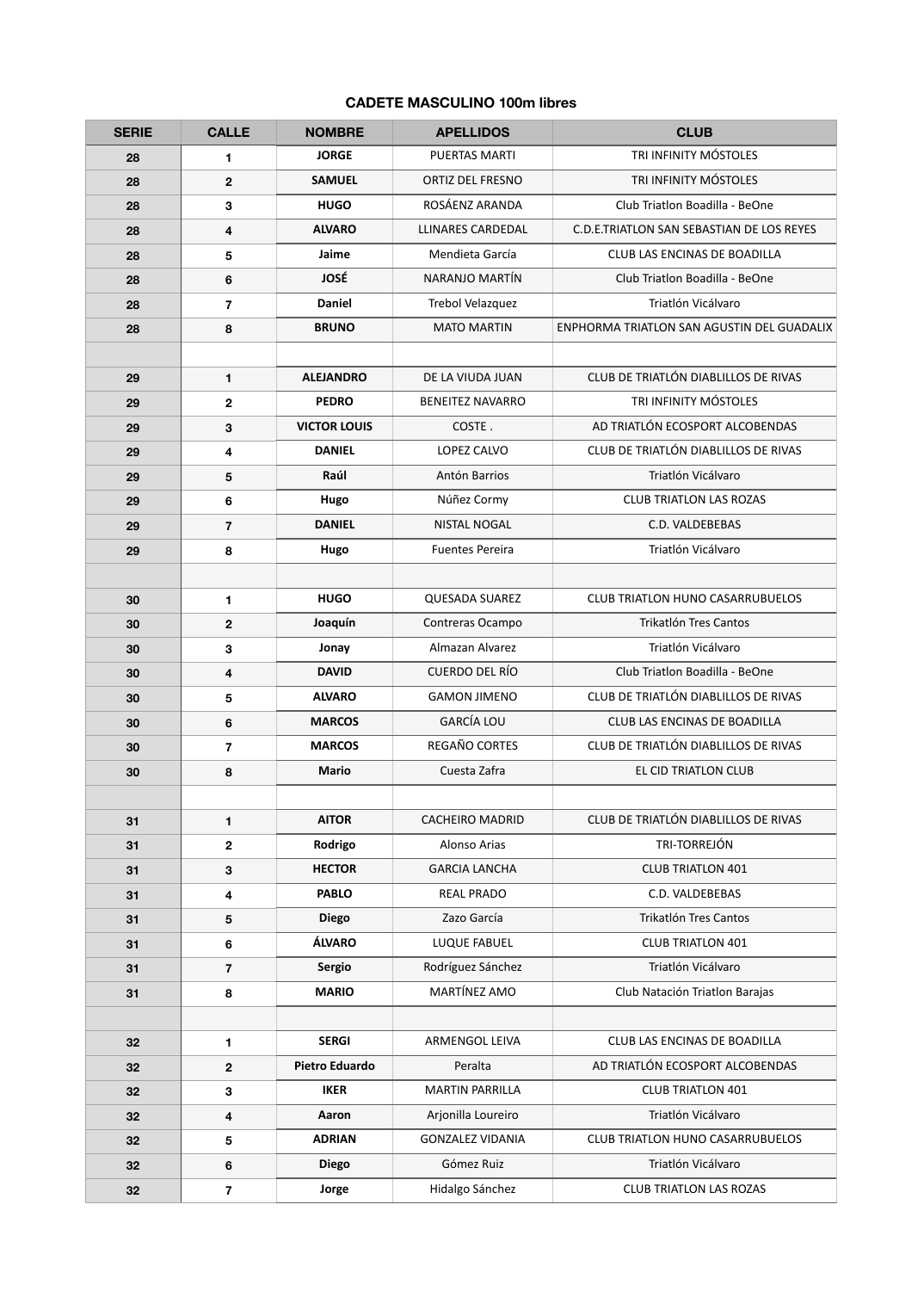### CADETE MASCULINO 100m libres

| SERIE | CALLE | NOMBRE | APELLIDOS | CLUB |
|---|---|---|---|---|
| 28 | 1 | JORGE | PUERTAS MARTI | TRI INFINITY MÓSTOLES |
| 28 | 2 | SAMUEL | ORTIZ DEL FRESNO | TRI INFINITY MÓSTOLES |
| 28 | 3 | HUGO | ROSÁENZ ARANDA | Club Triatlon Boadilla - BeOne |
| 28 | 4 | ALVARO | LLINARES CARDEDAL | C.D.E.TRIATLON SAN SEBASTIAN DE LOS REYES |
| 28 | 5 | Jaime | Mendieta García | CLUB LAS ENCINAS DE BOADILLA |
| 28 | 6 | JOSÉ | NARANJO MARTÍN | Club Triatlon Boadilla - BeOne |
| 28 | 7 | Daniel | Trebol Velazquez | Triatlón Vicálvaro |
| 28 | 8 | BRUNO | MATO MARTIN | ENPHORMA TRIATLON SAN AGUSTIN DEL GUADALIX |
| | | | | |
| 29 | 1 | ALEJANDRO | DE LA VIUDA JUAN | CLUB DE TRIATLÓN DIABLILLOS DE RIVAS |
| 29 | 2 | PEDRO | BENEITEZ NAVARRO | TRI INFINITY MÓSTOLES |
| 29 | 3 | VICTOR LOUIS | COSTE . | AD TRIATLÓN ECOSPORT ALCOBENDAS |
| 29 | 4 | DANIEL | LOPEZ CALVO | CLUB DE TRIATLÓN DIABLILLOS DE RIVAS |
| 29 | 5 | Raúl | Antón Barrios | Triatlón Vicálvaro |
| 29 | 6 | Hugo | Núñez Cormy | CLUB TRIATLON LAS ROZAS |
| 29 | 7 | DANIEL | NISTAL NOGAL | C.D. VALDEBEBAS |
| 29 | 8 | Hugo | Fuentes Pereira | Triatlón Vicálvaro |
| | | | | |
| 30 | 1 | HUGO | QUESADA SUAREZ | CLUB TRIATLON HUNO CASARRUBUELOS |
| 30 | 2 | Joaquín | Contreras Ocampo | Trikatlón Tres Cantos |
| 30 | 3 | Jonay | Almazan Alvarez | Triatlón Vicálvaro |
| 30 | 4 | DAVID | CUERDO DEL RÍO | Club Triatlon Boadilla - BeOne |
| 30 | 5 | ALVARO | GAMON JIMENO | CLUB DE TRIATLÓN DIABLILLOS DE RIVAS |
| 30 | 6 | MARCOS | GARCÍA LOU | CLUB LAS ENCINAS DE BOADILLA |
| 30 | 7 | MARCOS | REGAÑO CORTES | CLUB DE TRIATLÓN DIABLILLOS DE RIVAS |
| 30 | 8 | Mario | Cuesta Zafra | EL CID TRIATLON CLUB |
| | | | | |
| 31 | 1 | AITOR | CACHEIRO MADRID | CLUB DE TRIATLÓN DIABLILLOS DE RIVAS |
| 31 | 2 | Rodrigo | Alonso Arias | TRI-TORREJÓN |
| 31 | 3 | HECTOR | GARCIA LANCHA | CLUB TRIATLON 401 |
| 31 | 4 | PABLO | REAL PRADO | C.D. VALDEBEBAS |
| 31 | 5 | Diego | Zazo García | Trikatlón Tres Cantos |
| 31 | 6 | ÁLVARO | LUQUE FABUEL | CLUB TRIATLON 401 |
| 31 | 7 | Sergio | Rodríguez Sánchez | Triatlón Vicálvaro |
| 31 | 8 | MARIO | MARTÍNEZ AMO | Club Natación Triatlon Barajas |
| | | | | |
| 32 | 1 | SERGI | ARMENGOL LEIVA | CLUB LAS ENCINAS DE BOADILLA |
| 32 | 2 | Pietro Eduardo | Peralta | AD TRIATLÓN ECOSPORT ALCOBENDAS |
| 32 | 3 | IKER | MARTIN PARRILLA | CLUB TRIATLON 401 |
| 32 | 4 | Aaron | Arjonilla Loureiro | Triatlón Vicálvaro |
| 32 | 5 | ADRIAN | GONZALEZ VIDANIA | CLUB TRIATLON HUNO CASARRUBUELOS |
| 32 | 6 | Diego | Gómez Ruiz | Triatlón Vicálvaro |
| 32 | 7 | Jorge | Hidalgo Sánchez | CLUB TRIATLON LAS ROZAS |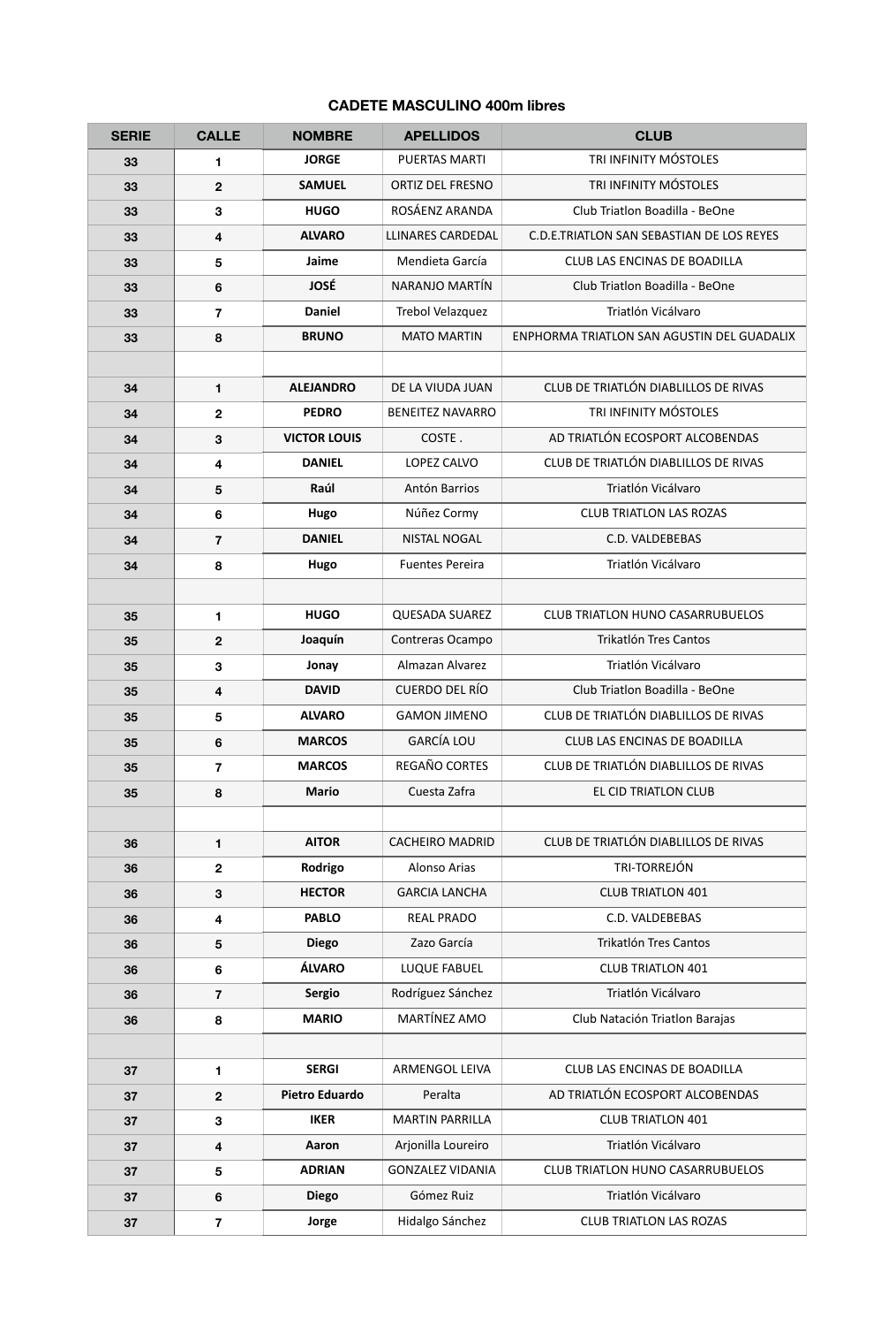### CADETE MASCULINO 400m libres

| SERIE | CALLE | NOMBRE | APELLIDOS | CLUB |
|---|---|---|---|---|
| 33 | 1 | JORGE | PUERTAS MARTI | TRI INFINITY MÓSTOLES |
| 33 | 2 | SAMUEL | ORTIZ DEL FRESNO | TRI INFINITY MÓSTOLES |
| 33 | 3 | HUGO | ROSÁENZ ARANDA | Club Triatlon Boadilla - BeOne |
| 33 | 4 | ALVARO | LLINARES CARDEDAL | C.D.E.TRIATLON SAN SEBASTIAN DE LOS REYES |
| 33 | 5 | Jaime | Mendieta García | CLUB LAS ENCINAS DE BOADILLA |
| 33 | 6 | JOSÉ | NARANJO MARTÍN | Club Triatlon Boadilla - BeOne |
| 33 | 7 | Daniel | Trebol Velazquez | Triatlón Vicálvaro |
| 33 | 8 | BRUNO | MATO MARTIN | ENPHORMA TRIATLON SAN AGUSTIN DEL GUADALIX |
| | | | | |
| 34 | 1 | ALEJANDRO | DE LA VIUDA JUAN | CLUB DE TRIATLÓN DIABLILLOS DE RIVAS |
| 34 | 2 | PEDRO | BENEITEZ NAVARRO | TRI INFINITY MÓSTOLES |
| 34 | 3 | VICTOR LOUIS | COSTE . | AD TRIATLÓN ECOSPORT ALCOBENDAS |
| 34 | 4 | DANIEL | LOPEZ CALVO | CLUB DE TRIATLÓN DIABLILLOS DE RIVAS |
| 34 | 5 | Raúl | Antón Barrios | Triatlón Vicálvaro |
| 34 | 6 | Hugo | Núñez Cormy | CLUB TRIATLON LAS ROZAS |
| 34 | 7 | DANIEL | NISTAL NOGAL | C.D. VALDEBEBAS |
| 34 | 8 | Hugo | Fuentes Pereira | Triatlón Vicálvaro |
| | | | | |
| 35 | 1 | HUGO | QUESADA SUAREZ | CLUB TRIATLON HUNO CASARRUBUELOS |
| 35 | 2 | Joaquín | Contreras Ocampo | Trikatlón Tres Cantos |
| 35 | 3 | Jonay | Almazan Alvarez | Triatlón Vicálvaro |
| 35 | 4 | DAVID | CUERDO DEL RÍO | Club Triatlon Boadilla - BeOne |
| 35 | 5 | ALVARO | GAMON JIMENO | CLUB DE TRIATLÓN DIABLILLOS DE RIVAS |
| 35 | 6 | MARCOS | GARCÍA LOU | CLUB LAS ENCINAS DE BOADILLA |
| 35 | 7 | MARCOS | REGAÑO CORTES | CLUB DE TRIATLÓN DIABLILLOS DE RIVAS |
| 35 | 8 | Mario | Cuesta Zafra | EL CID TRIATLON CLUB |
| | | | | |
| 36 | 1 | AITOR | CACHEIRO MADRID | CLUB DE TRIATLÓN DIABLILLOS DE RIVAS |
| 36 | 2 | Rodrigo | Alonso Arias | TRI-TORREJÓN |
| 36 | 3 | HECTOR | GARCIA LANCHA | CLUB TRIATLON 401 |
| 36 | 4 | PABLO | REAL PRADO | C.D. VALDEBEBAS |
| 36 | 5 | Diego | Zazo García | Trikatlón Tres Cantos |
| 36 | 6 | ÁLVARO | LUQUE FABUEL | CLUB TRIATLON 401 |
| 36 | 7 | Sergio | Rodríguez Sánchez | Triatlón Vicálvaro |
| 36 | 8 | MARIO | MARTÍNEZ AMO | Club Natación Triatlon Barajas |
| | | | | |
| 37 | 1 | SERGI | ARMENGOL LEIVA | CLUB LAS ENCINAS DE BOADILLA |
| 37 | 2 | Pietro Eduardo | Peralta | AD TRIATLÓN ECOSPORT ALCOBENDAS |
| 37 | 3 | IKER | MARTIN PARRILLA | CLUB TRIATLON 401 |
| 37 | 4 | Aaron | Arjonilla Loureiro | Triatlón Vicálvaro |
| 37 | 5 | ADRIAN | GONZALEZ VIDANIA | CLUB TRIATLON HUNO CASARRUBUELOS |
| 37 | 6 | Diego | Gómez Ruiz | Triatlón Vicálvaro |
| 37 | 7 | Jorge | Hidalgo Sánchez | CLUB TRIATLON LAS ROZAS |